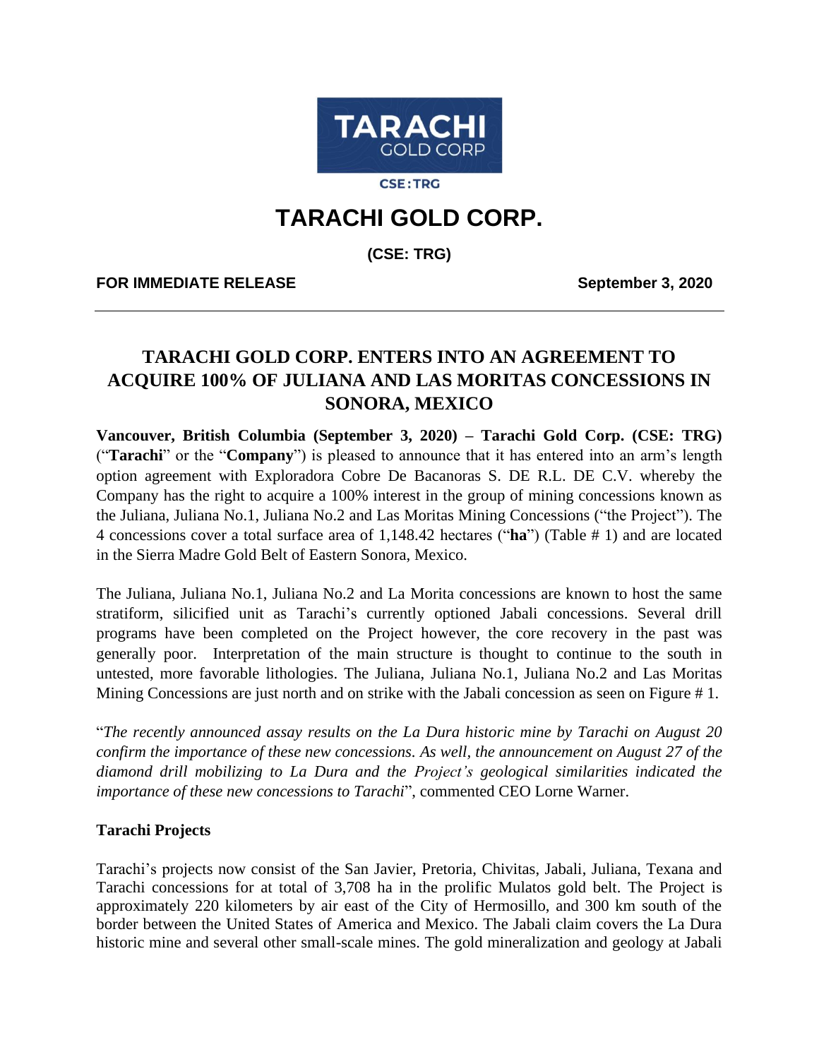TARACHI GOLD CORP

CSE:TRG

# TARACHI GOLD CORP.

**(CSE: TRG)**

**FOR IMMEDIATE RELEASE** **September 3, 2020**

---

## TARACHI GOLD CORP. ENTERS INTO AN AGREEMENT TO ACQUIRE 100% OF JULIANA AND LAS MORITAS CONCESSIONS IN SONORA, MEXICO

**Vancouver, British Columbia (September 3, 2020) – Tarachi Gold Corp. (CSE: TRG)** ("**Tarachi**" or the "**Company**") is pleased to announce that it has entered into an arm's length option agreement with Exploradora Cobre De Bacanoras S. DE R.L. DE C.V. whereby the Company has the right to acquire a 100% interest in the group of mining concessions known as the Juliana, Juliana No.1, Juliana No.2 and Las Moritas Mining Concessions ("the Project"). The 4 concessions cover a total surface area of 1,148.42 hectares ("**ha**") (Table # 1) and are located in the Sierra Madre Gold Belt of Eastern Sonora, Mexico.

The Juliana, Juliana No.1, Juliana No.2 and La Morita concessions are known to host the same stratiform, silicified unit as Tarachi's currently optioned Jabali concessions. Several drill programs have been completed on the Project however, the core recovery in the past was generally poor. Interpretation of the main structure is thought to continue to the south in untested, more favorable lithologies. The Juliana, Juliana No.1, Juliana No.2 and Las Moritas Mining Concessions are just north and on strike with the Jabali concession as seen on Figure # 1.

"*The recently announced assay results on the La Dura historic mine by Tarachi on August 20 confirm the importance of these new concessions. As well, the announcement on August 27 of the diamond drill mobilizing to La Dura and the Project's geological similarities indicated the importance of these new concessions to Tarachi*", commented CEO Lorne Warner.

### Tarachi Projects

Tarachi's projects now consist of the San Javier, Pretoria, Chivitas, Jabali, Juliana, Texana and Tarachi concessions for at total of 3,708 ha in the prolific Mulatos gold belt. The Project is approximately 220 kilometers by air east of the City of Hermosillo, and 300 km south of the border between the United States of America and Mexico. The Jabali claim covers the La Dura historic mine and several other small-scale mines. The gold mineralization and geology at Jabali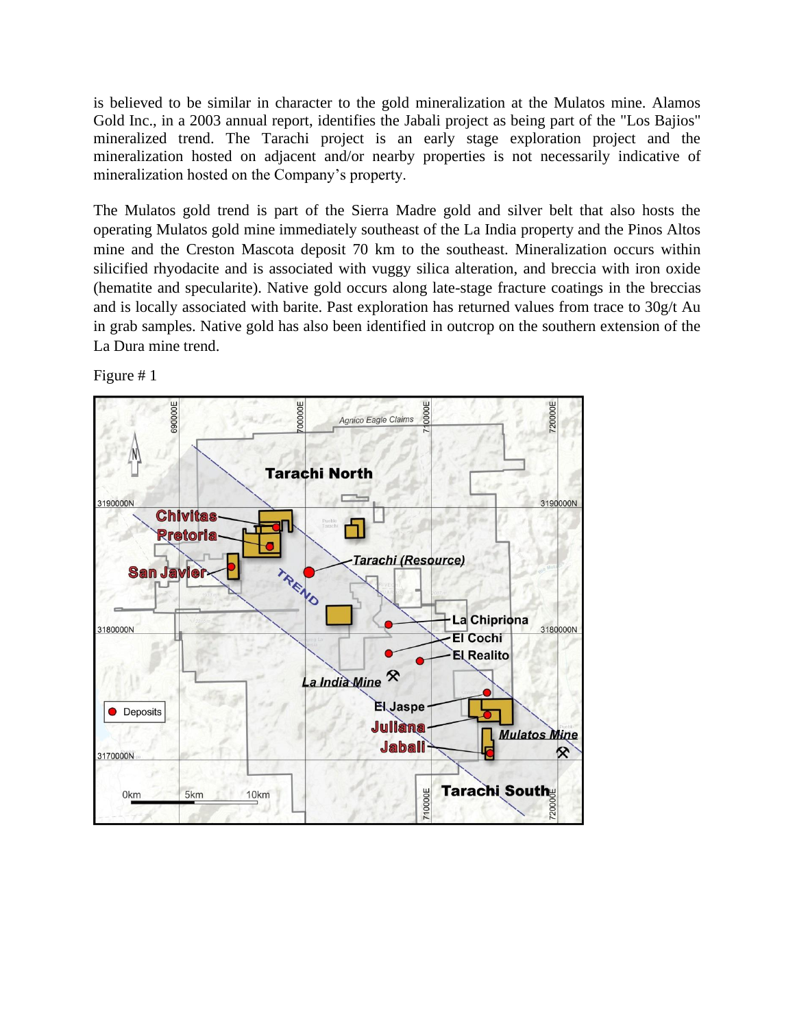is believed to be similar in character to the gold mineralization at the Mulatos mine. Alamos Gold Inc., in a 2003 annual report, identifies the Jabali project as being part of the "Los Bajios" mineralized trend. The Tarachi project is an early stage exploration project and the mineralization hosted on adjacent and/or nearby properties is not necessarily indicative of mineralization hosted on the Company's property.

The Mulatos gold trend is part of the Sierra Madre gold and silver belt that also hosts the operating Mulatos gold mine immediately southeast of the La India property and the Pinos Altos mine and the Creston Mascota deposit 70 km to the southeast. Mineralization occurs within silicified rhyodacite and is associated with vuggy silica alteration, and breccia with iron oxide (hematite and specularite). Native gold occurs along late-stage fracture coatings in the breccias and is locally associated with barite. Past exploration has returned values from trace to 30g/t Au in grab samples. Native gold has also been identified in outcrop on the southern extension of the La Dura mine trend.

Figure # 1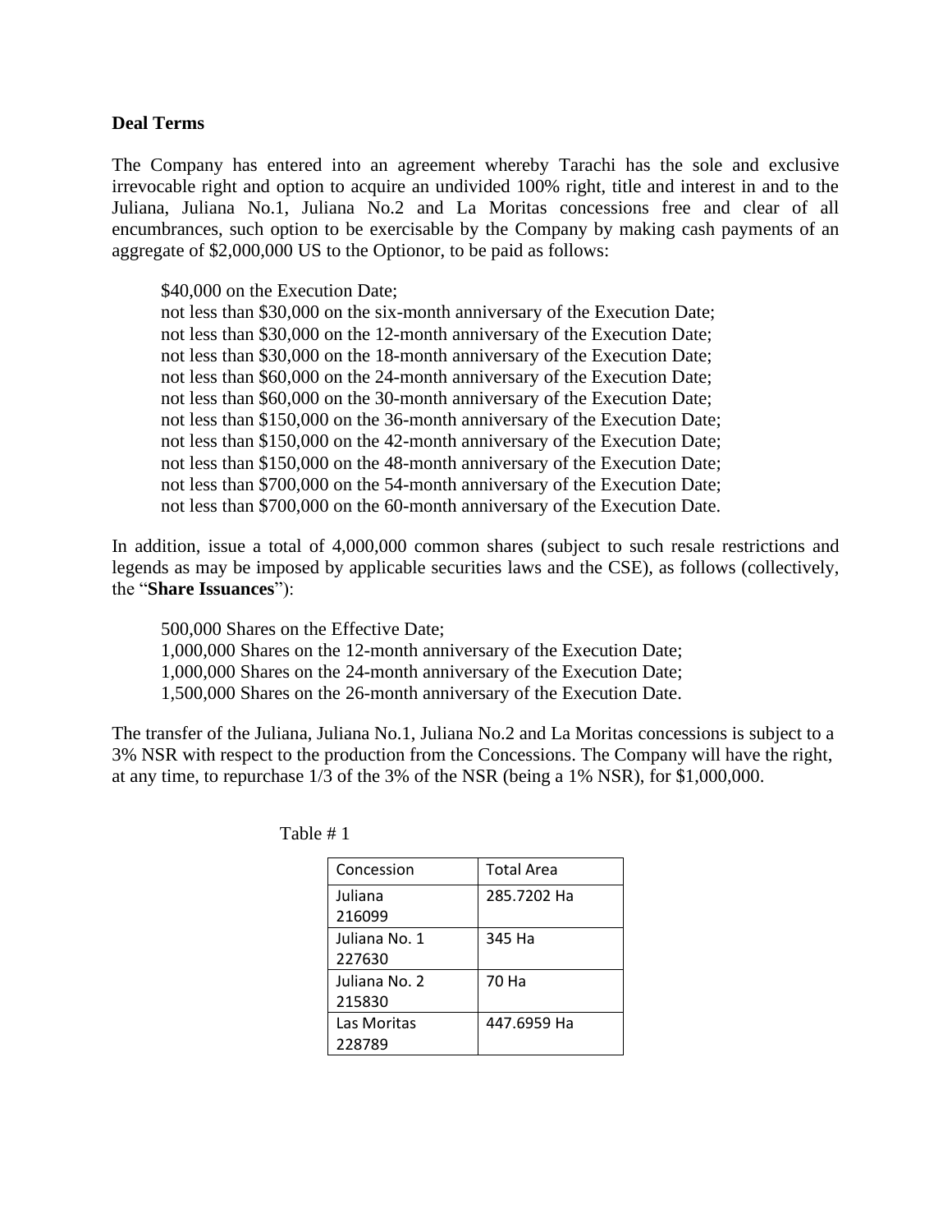**Deal Terms**

The Company has entered into an agreement whereby Tarachi has the sole and exclusive irrevocable right and option to acquire an undivided 100% right, title and interest in and to the Juliana, Juliana No.1, Juliana No.2 and La Moritas concessions free and clear of all encumbrances, such option to be exercisable by the Company by making cash payments of an aggregate of $2,000,000 US to the Optionor, to be paid as follows:

$40,000 on the Execution Date;
not less than $30,000 on the six-month anniversary of the Execution Date;
not less than $30,000 on the 12-month anniversary of the Execution Date;
not less than $30,000 on the 18-month anniversary of the Execution Date;
not less than $60,000 on the 24-month anniversary of the Execution Date;
not less than $60,000 on the 30-month anniversary of the Execution Date;
not less than $150,000 on the 36-month anniversary of the Execution Date;
not less than $150,000 on the 42-month anniversary of the Execution Date;
not less than $150,000 on the 48-month anniversary of the Execution Date;
not less than $700,000 on the 54-month anniversary of the Execution Date;
not less than $700,000 on the 60-month anniversary of the Execution Date.

In addition, issue a total of 4,000,000 common shares (subject to such resale restrictions and legends as may be imposed by applicable securities laws and the CSE), as follows (collectively, the "**Share Issuances**"):

500,000 Shares on the Effective Date;
1,000,000 Shares on the 12-month anniversary of the Execution Date;
1,000,000 Shares on the 24-month anniversary of the Execution Date;
1,500,000 Shares on the 26-month anniversary of the Execution Date.

The transfer of the Juliana, Juliana No.1, Juliana No.2 and La Moritas concessions is subject to a 3% NSR with respect to the production from the Concessions. The Company will have the right, at any time, to repurchase 1/3 of the 3% of the NSR (being a 1% NSR), for $1,000,000.

Table # 1

| Concession | Total Area |
|---|---|
| Juliana 216099 | 285.7202 Ha |
| Juliana No. 1 227630 | 345 Ha |
| Juliana No. 2 215830 | 70 Ha |
| Las Moritas 228789 | 447.6959 Ha |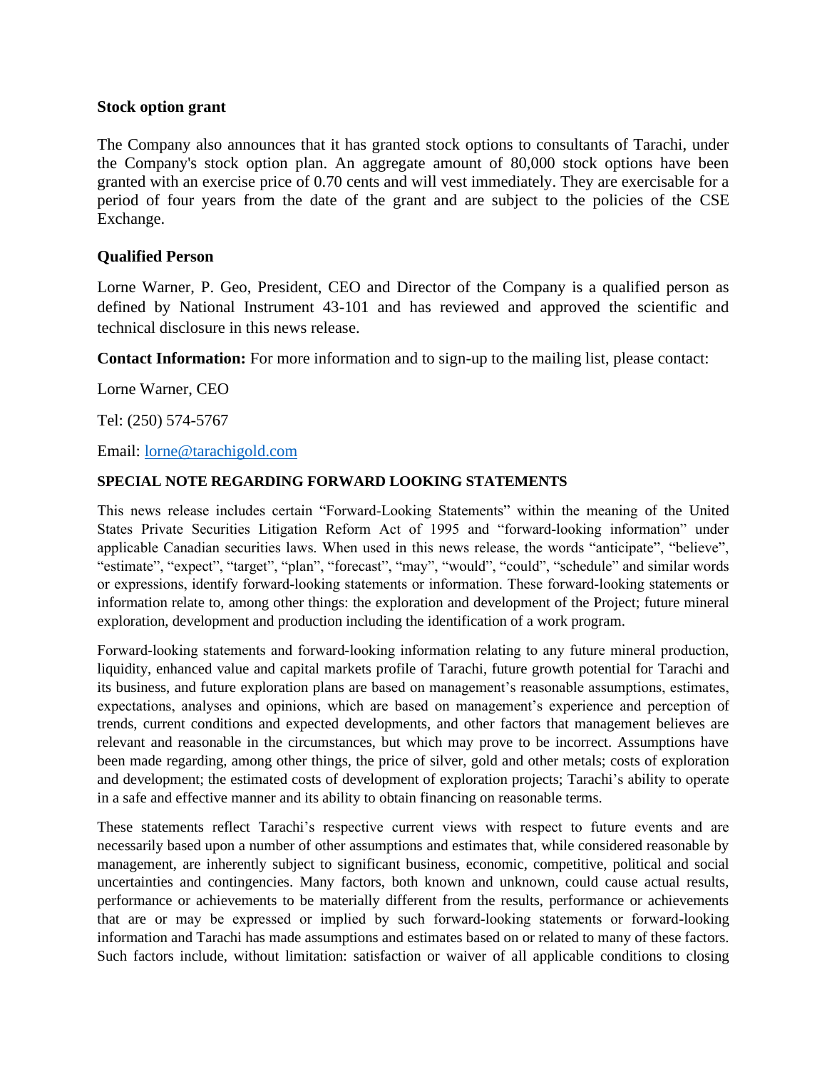### Stock option grant

The Company also announces that it has granted stock options to consultants of Tarachi, under the Company's stock option plan. An aggregate amount of 80,000 stock options have been granted with an exercise price of 0.70 cents and will vest immediately. They are exercisable for a period of four years from the date of the grant and are subject to the policies of the CSE Exchange.

### Qualified Person

Lorne Warner, P. Geo, President, CEO and Director of the Company is a qualified person as defined by National Instrument 43-101 and has reviewed and approved the scientific and technical disclosure in this news release.

**Contact Information:** For more information and to sign-up to the mailing list, please contact:

Lorne Warner, CEO

Tel: (250) 574-5767

Email: lorne@tarachigold.com

### SPECIAL NOTE REGARDING FORWARD LOOKING STATEMENTS

This news release includes certain "Forward-Looking Statements" within the meaning of the United States Private Securities Litigation Reform Act of 1995 and "forward-looking information" under applicable Canadian securities laws. When used in this news release, the words "anticipate", "believe", "estimate", "expect", "target", "plan", "forecast", "may", "would", "could", "schedule" and similar words or expressions, identify forward-looking statements or information. These forward-looking statements or information relate to, among other things: the exploration and development of the Project; future mineral exploration, development and production including the identification of a work program.

Forward-looking statements and forward-looking information relating to any future mineral production, liquidity, enhanced value and capital markets profile of Tarachi, future growth potential for Tarachi and its business, and future exploration plans are based on management's reasonable assumptions, estimates, expectations, analyses and opinions, which are based on management's experience and perception of trends, current conditions and expected developments, and other factors that management believes are relevant and reasonable in the circumstances, but which may prove to be incorrect. Assumptions have been made regarding, among other things, the price of silver, gold and other metals; costs of exploration and development; the estimated costs of development of exploration projects; Tarachi's ability to operate in a safe and effective manner and its ability to obtain financing on reasonable terms.

These statements reflect Tarachi's respective current views with respect to future events and are necessarily based upon a number of other assumptions and estimates that, while considered reasonable by management, are inherently subject to significant business, economic, competitive, political and social uncertainties and contingencies. Many factors, both known and unknown, could cause actual results, performance or achievements to be materially different from the results, performance or achievements that are or may be expressed or implied by such forward-looking statements or forward-looking information and Tarachi has made assumptions and estimates based on or related to many of these factors. Such factors include, without limitation: satisfaction or waiver of all applicable conditions to closing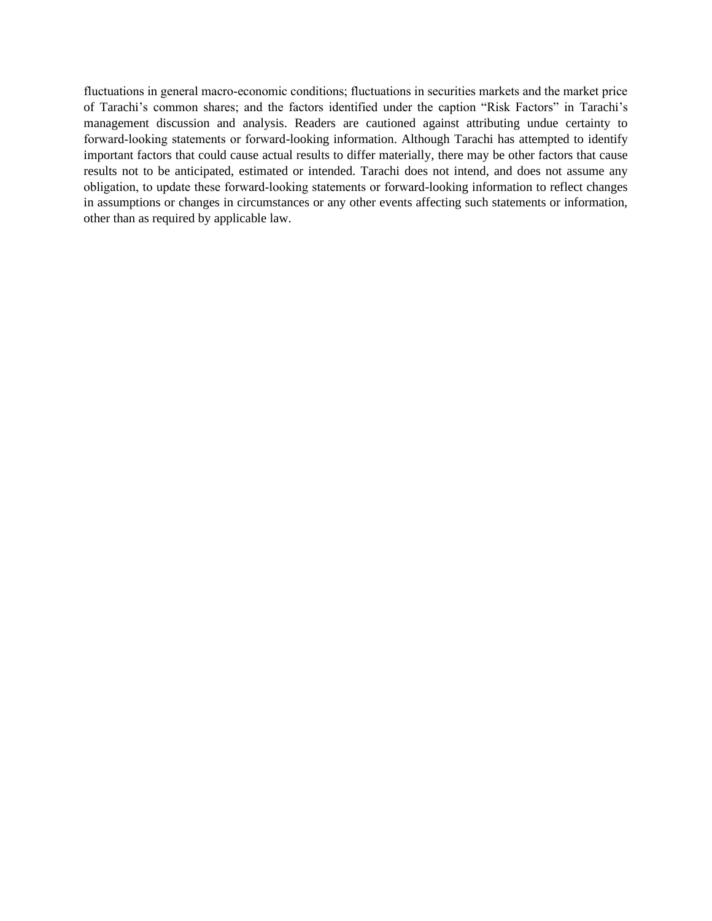fluctuations in general macro-economic conditions; fluctuations in securities markets and the market price of Tarachi's common shares; and the factors identified under the caption "Risk Factors" in Tarachi's management discussion and analysis. Readers are cautioned against attributing undue certainty to forward-looking statements or forward-looking information. Although Tarachi has attempted to identify important factors that could cause actual results to differ materially, there may be other factors that cause results not to be anticipated, estimated or intended. Tarachi does not intend, and does not assume any obligation, to update these forward-looking statements or forward-looking information to reflect changes in assumptions or changes in circumstances or any other events affecting such statements or information, other than as required by applicable law.